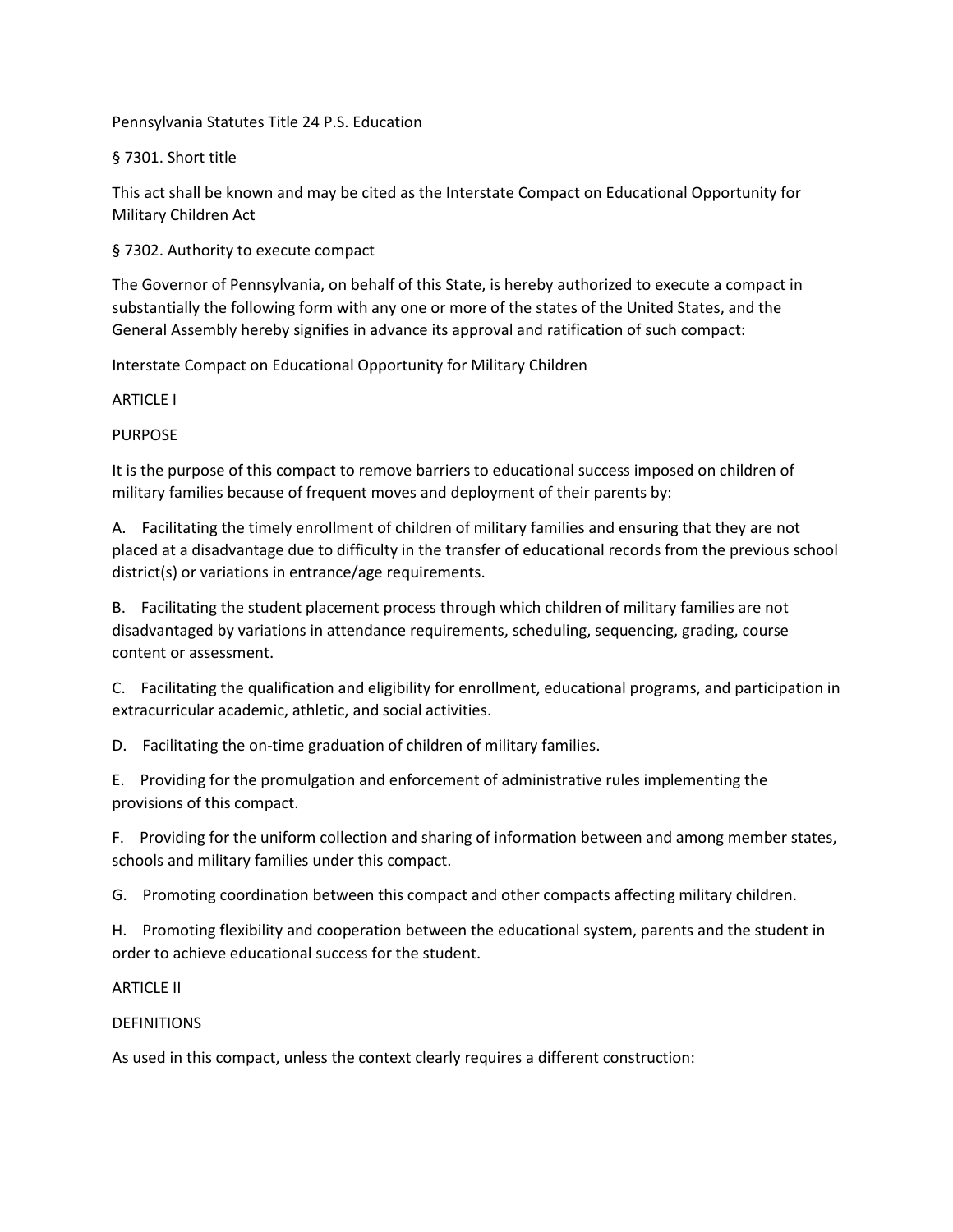Pennsylvania Statutes Title 24 P.S. Education

§ 7301. Short title

This act shall be known and may be cited as the Interstate Compact on Educational Opportunity for Military Children Act

§ 7302. Authority to execute compact

The Governor of Pennsylvania, on behalf of this State, is hereby authorized to execute a compact in substantially the following form with any one or more of the states of the United States, and the General Assembly hereby signifies in advance its approval and ratification of such compact:

Interstate Compact on Educational Opportunity for Military Children

ARTICLE I

PURPOSE

It is the purpose of this compact to remove barriers to educational success imposed on children of military families because of frequent moves and deployment of their parents by:

A. Facilitating the timely enrollment of children of military families and ensuring that they are not placed at a disadvantage due to difficulty in the transfer of educational records from the previous school district(s) or variations in entrance/age requirements.

B. Facilitating the student placement process through which children of military families are not disadvantaged by variations in attendance requirements, scheduling, sequencing, grading, course content or assessment.

C. Facilitating the qualification and eligibility for enrollment, educational programs, and participation in extracurricular academic, athletic, and social activities.

D. Facilitating the on-time graduation of children of military families.

E. Providing for the promulgation and enforcement of administrative rules implementing the provisions of this compact.

F. Providing for the uniform collection and sharing of information between and among member states, schools and military families under this compact.

G. Promoting coordination between this compact and other compacts affecting military children.

H. Promoting flexibility and cooperation between the educational system, parents and the student in order to achieve educational success for the student.

ARTICLE II

DEFINITIONS

As used in this compact, unless the context clearly requires a different construction: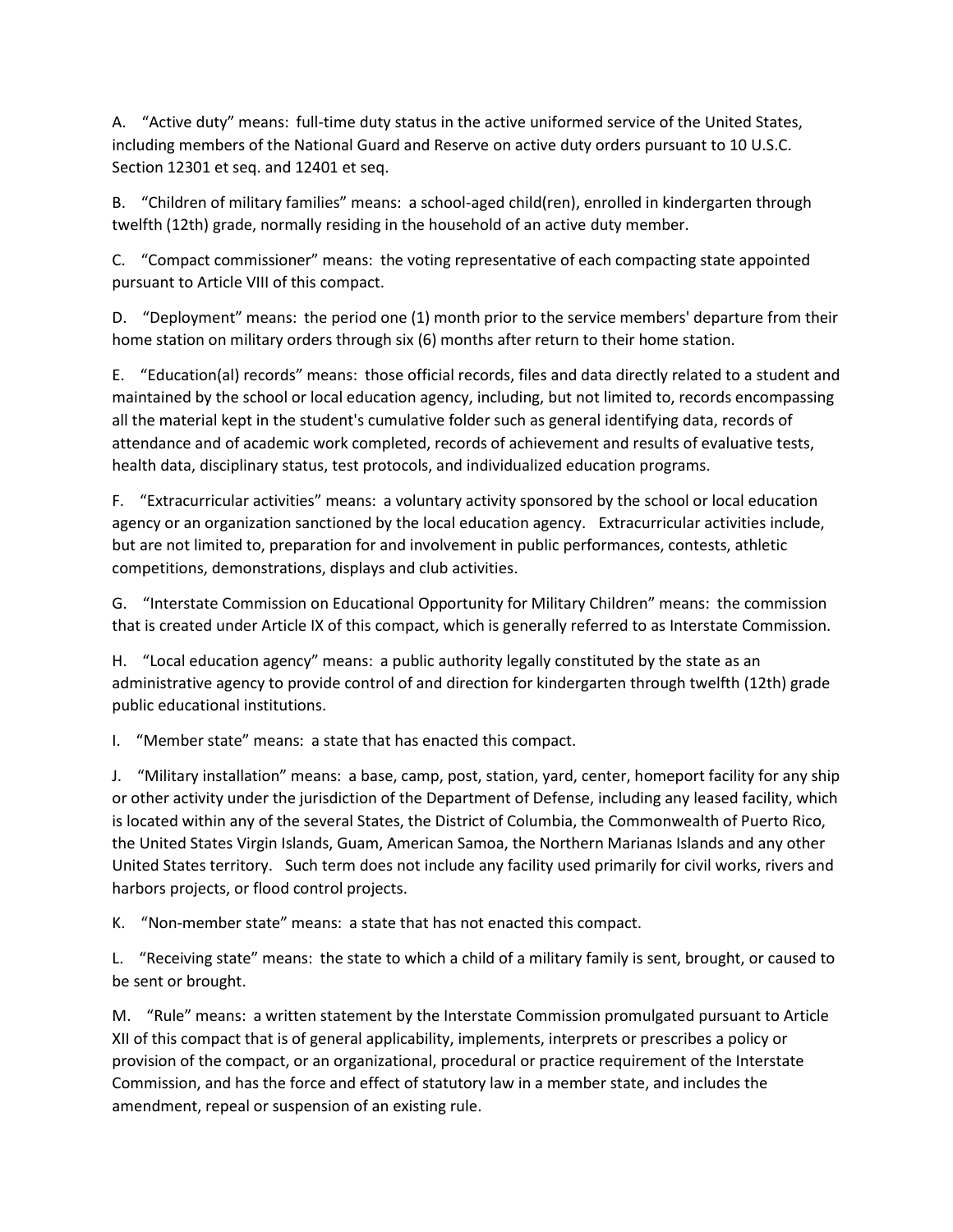A. “Active duty” means: full-time duty status in the active uniformed service of the United States, including members of the National Guard and Reserve on active duty orders pursuant to 10 U.S.C. Section 12301 et seq. and 12401 et seq.

B. “Children of military families” means: a school-aged child(ren), enrolled in kindergarten through twelfth (12th) grade, normally residing in the household of an active duty member.

C. “Compact commissioner” means: the voting representative of each compacting state appointed pursuant to Article VIII of this compact.

D. “Deployment” means: the period one (1) month prior to the service members' departure from their home station on military orders through six (6) months after return to their home station.

E. “Education(al) records” means: those official records, files and data directly related to a student and maintained by the school or local education agency, including, but not limited to, records encompassing all the material kept in the student's cumulative folder such as general identifying data, records of attendance and of academic work completed, records of achievement and results of evaluative tests, health data, disciplinary status, test protocols, and individualized education programs.

F. “Extracurricular activities” means: a voluntary activity sponsored by the school or local education agency or an organization sanctioned by the local education agency. Extracurricular activities include, but are not limited to, preparation for and involvement in public performances, contests, athletic competitions, demonstrations, displays and club activities.

G. “Interstate Commission on Educational Opportunity for Military Children” means: the commission that is created under Article IX of this compact, which is generally referred to as Interstate Commission.

H. “Local education agency” means: a public authority legally constituted by the state as an administrative agency to provide control of and direction for kindergarten through twelfth (12th) grade public educational institutions.

I. “Member state” means: a state that has enacted this compact.

J. “Military installation” means: a base, camp, post, station, yard, center, homeport facility for any ship or other activity under the jurisdiction of the Department of Defense, including any leased facility, which is located within any of the several States, the District of Columbia, the Commonwealth of Puerto Rico, the United States Virgin Islands, Guam, American Samoa, the Northern Marianas Islands and any other United States territory. Such term does not include any facility used primarily for civil works, rivers and harbors projects, or flood control projects.

K. “Non-member state” means: a state that has not enacted this compact.

L. “Receiving state” means: the state to which a child of a military family is sent, brought, or caused to be sent or brought.

M. “Rule” means: a written statement by the Interstate Commission promulgated pursuant to Article XII of this compact that is of general applicability, implements, interprets or prescribes a policy or provision of the compact, or an organizational, procedural or practice requirement of the Interstate Commission, and has the force and effect of statutory law in a member state, and includes the amendment, repeal or suspension of an existing rule.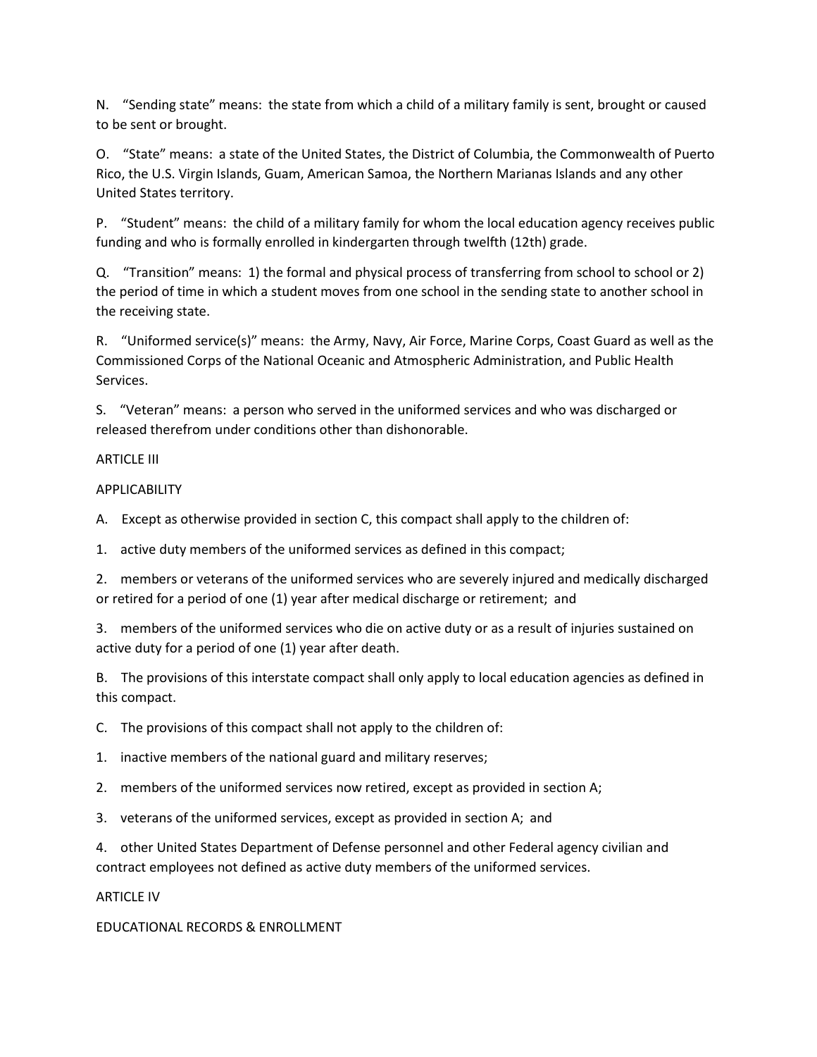N. “Sending state” means: the state from which a child of a military family is sent, brought or caused to be sent or brought.

O. “State” means: a state of the United States, the District of Columbia, the Commonwealth of Puerto Rico, the U.S. Virgin Islands, Guam, American Samoa, the Northern Marianas Islands and any other United States territory.

P. “Student” means: the child of a military family for whom the local education agency receives public funding and who is formally enrolled in kindergarten through twelfth (12th) grade.

Q. “Transition” means: 1) the formal and physical process of transferring from school to school or 2) the period of time in which a student moves from one school in the sending state to another school in the receiving state.

R. “Uniformed service(s)” means: the Army, Navy, Air Force, Marine Corps, Coast Guard as well as the Commissioned Corps of the National Oceanic and Atmospheric Administration, and Public Health Services.

S. “Veteran” means: a person who served in the uniformed services and who was discharged or released therefrom under conditions other than dishonorable.

## ARTICLE III

## APPLICABILITY

A. Except as otherwise provided in section C, this compact shall apply to the children of:

1. active duty members of the uniformed services as defined in this compact;

2. members or veterans of the uniformed services who are severely injured and medically discharged or retired for a period of one (1) year after medical discharge or retirement; and

3. members of the uniformed services who die on active duty or as a result of injuries sustained on active duty for a period of one (1) year after death.

B. The provisions of this interstate compact shall only apply to local education agencies as defined in this compact.

C. The provisions of this compact shall not apply to the children of:

1. inactive members of the national guard and military reserves;

2. members of the uniformed services now retired, except as provided in section A;

3. veterans of the uniformed services, except as provided in section A; and

4. other United States Department of Defense personnel and other Federal agency civilian and contract employees not defined as active duty members of the uniformed services.

## ARTICLE IV

## EDUCATIONAL RECORDS & ENROLLMENT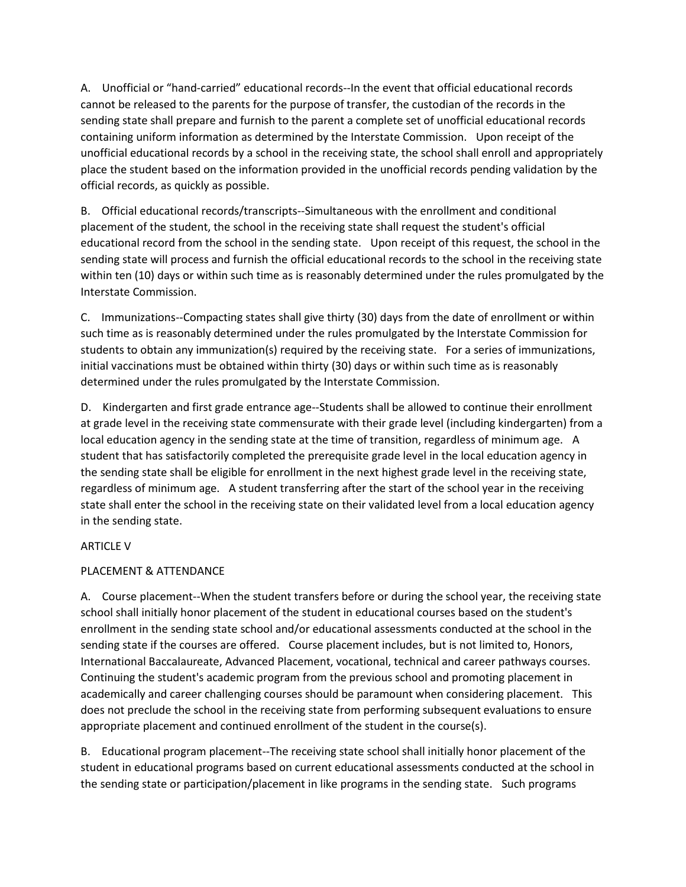A. Unofficial or "hand-carried" educational records--In the event that official educational records cannot be released to the parents for the purpose of transfer, the custodian of the records in the sending state shall prepare and furnish to the parent a complete set of unofficial educational records containing uniform information as determined by the Interstate Commission. Upon receipt of the unofficial educational records by a school in the receiving state, the school shall enroll and appropriately place the student based on the information provided in the unofficial records pending validation by the official records, as quickly as possible.

B. Official educational records/transcripts--Simultaneous with the enrollment and conditional placement of the student, the school in the receiving state shall request the student's official educational record from the school in the sending state. Upon receipt of this request, the school in the sending state will process and furnish the official educational records to the school in the receiving state within ten (10) days or within such time as is reasonably determined under the rules promulgated by the Interstate Commission.

C. Immunizations--Compacting states shall give thirty (30) days from the date of enrollment or within such time as is reasonably determined under the rules promulgated by the Interstate Commission for students to obtain any immunization(s) required by the receiving state. For a series of immunizations, initial vaccinations must be obtained within thirty (30) days or within such time as is reasonably determined under the rules promulgated by the Interstate Commission.

D. Kindergarten and first grade entrance age--Students shall be allowed to continue their enrollment at grade level in the receiving state commensurate with their grade level (including kindergarten) from a local education agency in the sending state at the time of transition, regardless of minimum age. A student that has satisfactorily completed the prerequisite grade level in the local education agency in the sending state shall be eligible for enrollment in the next highest grade level in the receiving state, regardless of minimum age. A student transferring after the start of the school year in the receiving state shall enter the school in the receiving state on their validated level from a local education agency in the sending state.

ARTICLE V

PLACEMENT & ATTENDANCE

A. Course placement--When the student transfers before or during the school year, the receiving state school shall initially honor placement of the student in educational courses based on the student's enrollment in the sending state school and/or educational assessments conducted at the school in the sending state if the courses are offered. Course placement includes, but is not limited to, Honors, International Baccalaureate, Advanced Placement, vocational, technical and career pathways courses. Continuing the student's academic program from the previous school and promoting placement in academically and career challenging courses should be paramount when considering placement. This does not preclude the school in the receiving state from performing subsequent evaluations to ensure appropriate placement and continued enrollment of the student in the course(s).

B. Educational program placement--The receiving state school shall initially honor placement of the student in educational programs based on current educational assessments conducted at the school in the sending state or participation/placement in like programs in the sending state. Such programs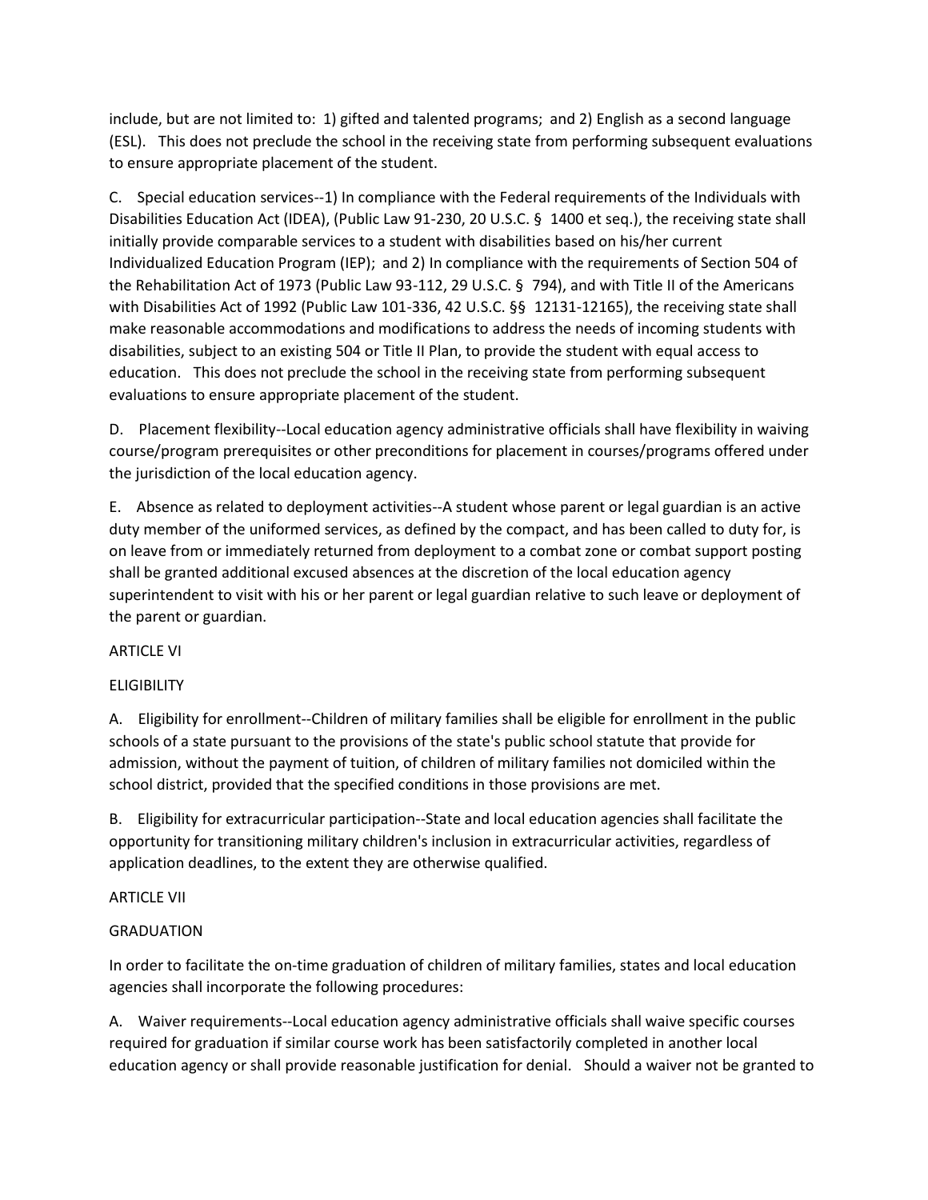include, but are not limited to:  1) gifted and talented programs;  and 2) English as a second language (ESL).   This does not preclude the school in the receiving state from performing subsequent evaluations to ensure appropriate placement of the student.

C.   Special education services--1) In compliance with the Federal requirements of the Individuals with Disabilities Education Act (IDEA), (Public Law 91-230, 20 U.S.C. §  1400 et seq.), the receiving state shall initially provide comparable services to a student with disabilities based on his/her current Individualized Education Program (IEP);  and 2) In compliance with the requirements of Section 504 of the Rehabilitation Act of 1973 (Public Law 93-112, 29 U.S.C. §  794), and with Title II of the Americans with Disabilities Act of 1992 (Public Law 101-336, 42 U.S.C. §§  12131-12165), the receiving state shall make reasonable accommodations and modifications to address the needs of incoming students with disabilities, subject to an existing 504 or Title II Plan, to provide the student with equal access to education.   This does not preclude the school in the receiving state from performing subsequent evaluations to ensure appropriate placement of the student.

D.   Placement flexibility--Local education agency administrative officials shall have flexibility in waiving course/program prerequisites or other preconditions for placement in courses/programs offered under the jurisdiction of the local education agency.

E.   Absence as related to deployment activities--A student whose parent or legal guardian is an active duty member of the uniformed services, as defined by the compact, and has been called to duty for, is on leave from or immediately returned from deployment to a combat zone or combat support posting shall be granted additional excused absences at the discretion of the local education agency superintendent to visit with his or her parent or legal guardian relative to such leave or deployment of the parent or guardian.

ARTICLE VI

ELIGIBILITY

A.   Eligibility for enrollment--Children of military families shall be eligible for enrollment in the public schools of a state pursuant to the provisions of the state's public school statute that provide for admission, without the payment of tuition, of children of military families not domiciled within the school district, provided that the specified conditions in those provisions are met.

B.   Eligibility for extracurricular participation--State and local education agencies shall facilitate the opportunity for transitioning military children's inclusion in extracurricular activities, regardless of application deadlines, to the extent they are otherwise qualified.

ARTICLE VII

GRADUATION

In order to facilitate the on-time graduation of children of military families, states and local education agencies shall incorporate the following procedures:

A.   Waiver requirements--Local education agency administrative officials shall waive specific courses required for graduation if similar course work has been satisfactorily completed in another local education agency or shall provide reasonable justification for denial.   Should a waiver not be granted to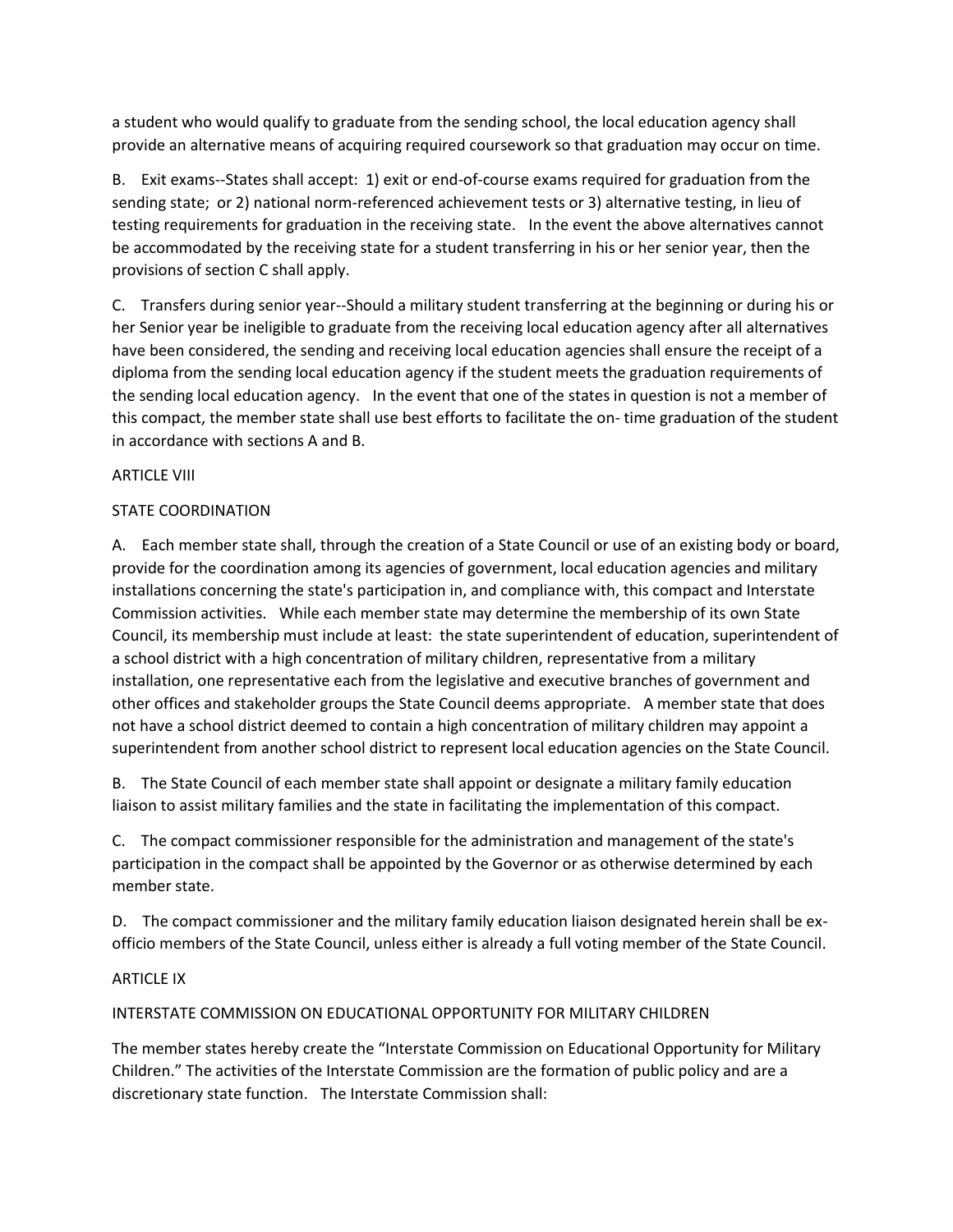a student who would qualify to graduate from the sending school, the local education agency shall provide an alternative means of acquiring required coursework so that graduation may occur on time.

B. Exit exams--States shall accept: 1) exit or end-of-course exams required for graduation from the sending state; or 2) national norm-referenced achievement tests or 3) alternative testing, in lieu of testing requirements for graduation in the receiving state. In the event the above alternatives cannot be accommodated by the receiving state for a student transferring in his or her senior year, then the provisions of section C shall apply.

C. Transfers during senior year--Should a military student transferring at the beginning or during his or her Senior year be ineligible to graduate from the receiving local education agency after all alternatives have been considered, the sending and receiving local education agencies shall ensure the receipt of a diploma from the sending local education agency if the student meets the graduation requirements of the sending local education agency. In the event that one of the states in question is not a member of this compact, the member state shall use best efforts to facilitate the on- time graduation of the student in accordance with sections A and B.

ARTICLE VIII

STATE COORDINATION

A. Each member state shall, through the creation of a State Council or use of an existing body or board, provide for the coordination among its agencies of government, local education agencies and military installations concerning the state's participation in, and compliance with, this compact and Interstate Commission activities. While each member state may determine the membership of its own State Council, its membership must include at least: the state superintendent of education, superintendent of a school district with a high concentration of military children, representative from a military installation, one representative each from the legislative and executive branches of government and other offices and stakeholder groups the State Council deems appropriate. A member state that does not have a school district deemed to contain a high concentration of military children may appoint a superintendent from another school district to represent local education agencies on the State Council.

B. The State Council of each member state shall appoint or designate a military family education liaison to assist military families and the state in facilitating the implementation of this compact.

C. The compact commissioner responsible for the administration and management of the state's participation in the compact shall be appointed by the Governor or as otherwise determined by each member state.

D. The compact commissioner and the military family education liaison designated herein shall be ex-officio members of the State Council, unless either is already a full voting member of the State Council.

ARTICLE IX

INTERSTATE COMMISSION ON EDUCATIONAL OPPORTUNITY FOR MILITARY CHILDREN

The member states hereby create the "Interstate Commission on Educational Opportunity for Military Children." The activities of the Interstate Commission are the formation of public policy and are a discretionary state function. The Interstate Commission shall: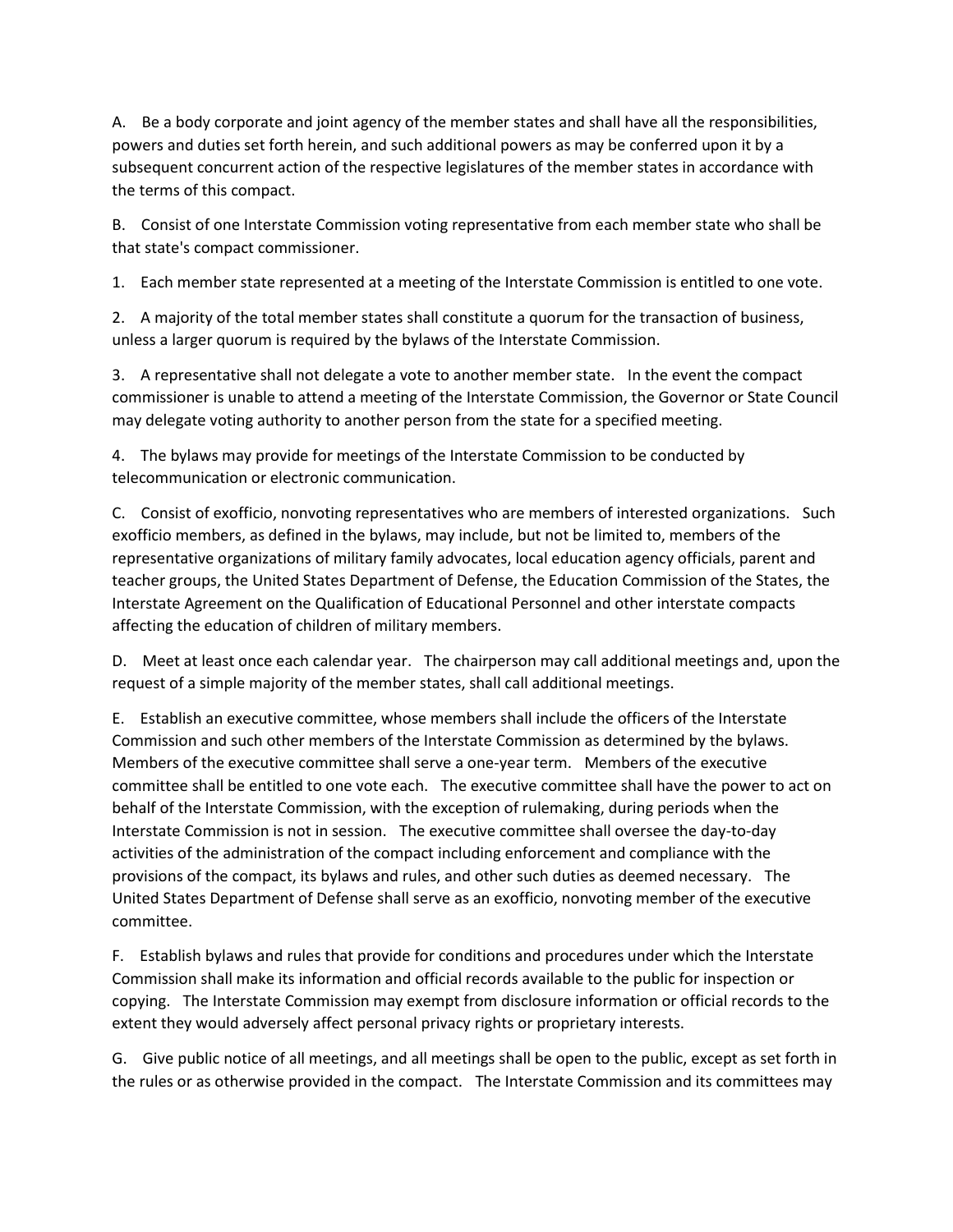A. Be a body corporate and joint agency of the member states and shall have all the responsibilities, powers and duties set forth herein, and such additional powers as may be conferred upon it by a subsequent concurrent action of the respective legislatures of the member states in accordance with the terms of this compact.

B. Consist of one Interstate Commission voting representative from each member state who shall be that state's compact commissioner.

1. Each member state represented at a meeting of the Interstate Commission is entitled to one vote.

2. A majority of the total member states shall constitute a quorum for the transaction of business, unless a larger quorum is required by the bylaws of the Interstate Commission.

3. A representative shall not delegate a vote to another member state. In the event the compact commissioner is unable to attend a meeting of the Interstate Commission, the Governor or State Council may delegate voting authority to another person from the state for a specified meeting.

4. The bylaws may provide for meetings of the Interstate Commission to be conducted by telecommunication or electronic communication.

C. Consist of exofficio, nonvoting representatives who are members of interested organizations. Such exofficio members, as defined in the bylaws, may include, but not be limited to, members of the representative organizations of military family advocates, local education agency officials, parent and teacher groups, the United States Department of Defense, the Education Commission of the States, the Interstate Agreement on the Qualification of Educational Personnel and other interstate compacts affecting the education of children of military members.

D. Meet at least once each calendar year. The chairperson may call additional meetings and, upon the request of a simple majority of the member states, shall call additional meetings.

E. Establish an executive committee, whose members shall include the officers of the Interstate Commission and such other members of the Interstate Commission as determined by the bylaws. Members of the executive committee shall serve a one-year term. Members of the executive committee shall be entitled to one vote each. The executive committee shall have the power to act on behalf of the Interstate Commission, with the exception of rulemaking, during periods when the Interstate Commission is not in session. The executive committee shall oversee the day-to-day activities of the administration of the compact including enforcement and compliance with the provisions of the compact, its bylaws and rules, and other such duties as deemed necessary. The United States Department of Defense shall serve as an exofficio, nonvoting member of the executive committee.

F. Establish bylaws and rules that provide for conditions and procedures under which the Interstate Commission shall make its information and official records available to the public for inspection or copying. The Interstate Commission may exempt from disclosure information or official records to the extent they would adversely affect personal privacy rights or proprietary interests.

G. Give public notice of all meetings, and all meetings shall be open to the public, except as set forth in the rules or as otherwise provided in the compact. The Interstate Commission and its committees may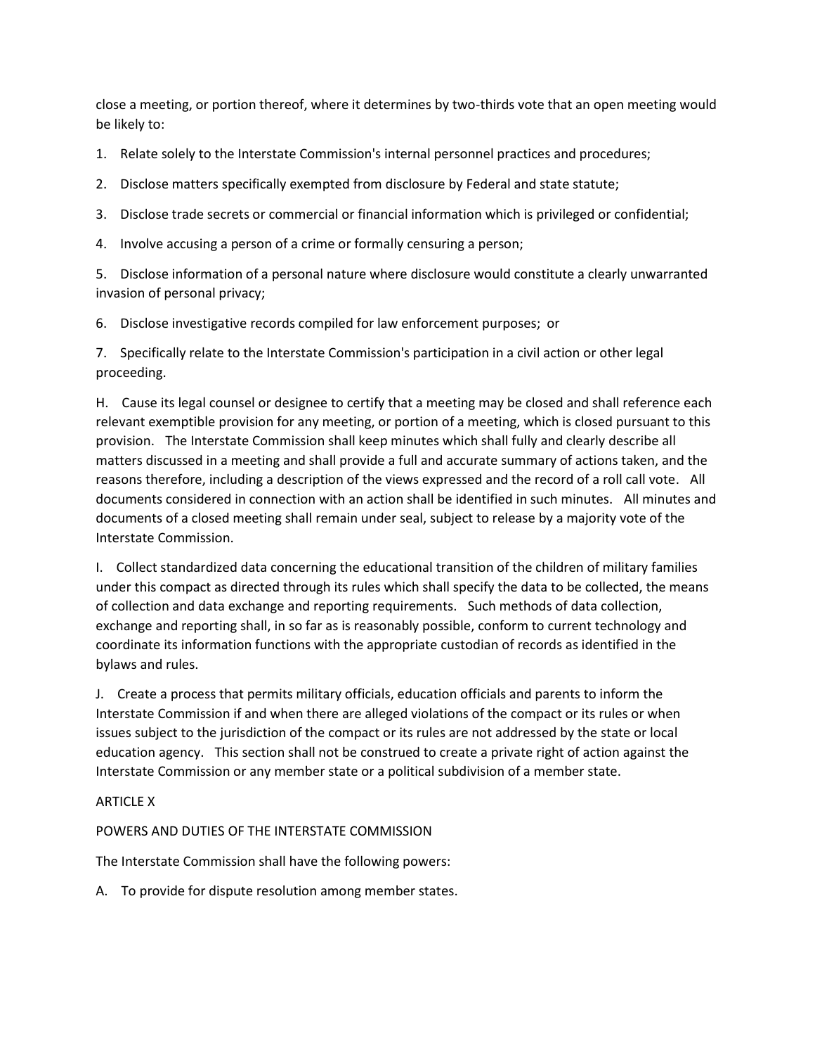close a meeting, or portion thereof, where it determines by two-thirds vote that an open meeting would be likely to:

1. Relate solely to the Interstate Commission's internal personnel practices and procedures;
2. Disclose matters specifically exempted from disclosure by Federal and state statute;
3. Disclose trade secrets or commercial or financial information which is privileged or confidential;
4. Involve accusing a person of a crime or formally censuring a person;
5. Disclose information of a personal nature where disclosure would constitute a clearly unwarranted invasion of personal privacy;
6. Disclose investigative records compiled for law enforcement purposes; or
7. Specifically relate to the Interstate Commission's participation in a civil action or other legal proceeding.

H. Cause its legal counsel or designee to certify that a meeting may be closed and shall reference each relevant exemptible provision for any meeting, or portion of a meeting, which is closed pursuant to this provision. The Interstate Commission shall keep minutes which shall fully and clearly describe all matters discussed in a meeting and shall provide a full and accurate summary of actions taken, and the reasons therefore, including a description of the views expressed and the record of a roll call vote. All documents considered in connection with an action shall be identified in such minutes. All minutes and documents of a closed meeting shall remain under seal, subject to release by a majority vote of the Interstate Commission.

I. Collect standardized data concerning the educational transition of the children of military families under this compact as directed through its rules which shall specify the data to be collected, the means of collection and data exchange and reporting requirements. Such methods of data collection, exchange and reporting shall, in so far as is reasonably possible, conform to current technology and coordinate its information functions with the appropriate custodian of records as identified in the bylaws and rules.

J. Create a process that permits military officials, education officials and parents to inform the Interstate Commission if and when there are alleged violations of the compact or its rules or when issues subject to the jurisdiction of the compact or its rules are not addressed by the state or local education agency. This section shall not be construed to create a private right of action against the Interstate Commission or any member state or a political subdivision of a member state.

ARTICLE X

POWERS AND DUTIES OF THE INTERSTATE COMMISSION

The Interstate Commission shall have the following powers:

A. To provide for dispute resolution among member states.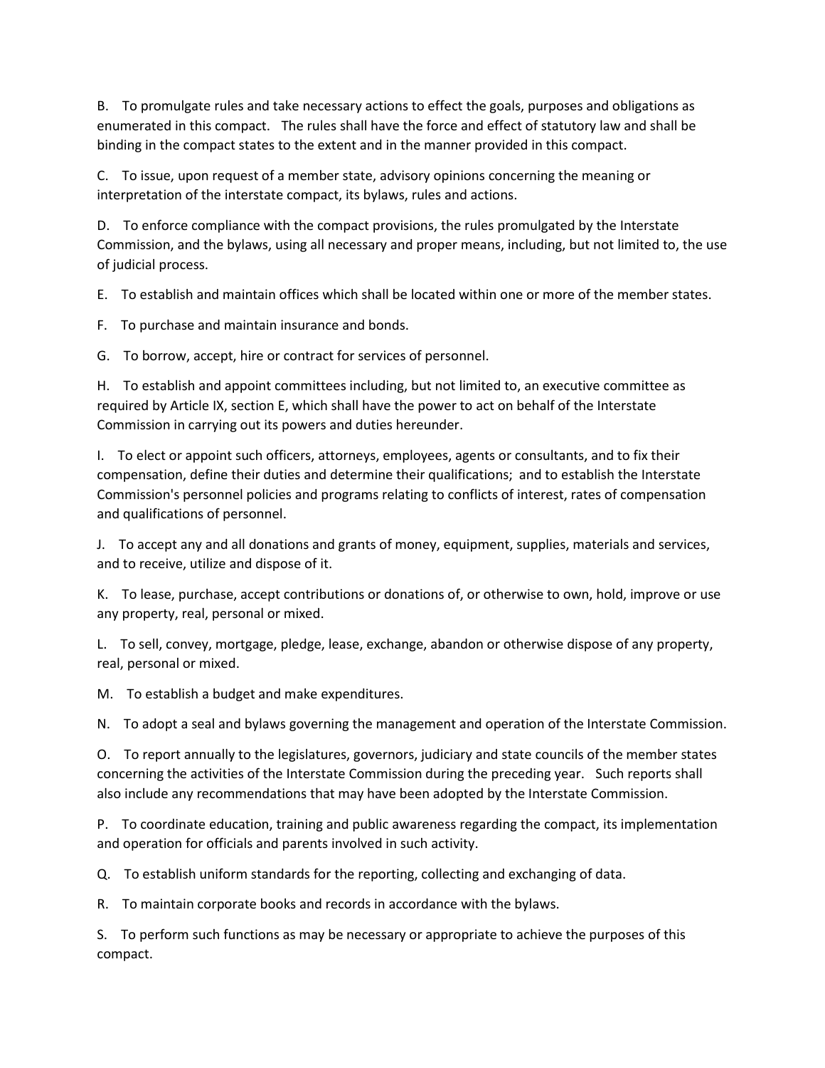B. To promulgate rules and take necessary actions to effect the goals, purposes and obligations as enumerated in this compact. The rules shall have the force and effect of statutory law and shall be binding in the compact states to the extent and in the manner provided in this compact.

C. To issue, upon request of a member state, advisory opinions concerning the meaning or interpretation of the interstate compact, its bylaws, rules and actions.

D. To enforce compliance with the compact provisions, the rules promulgated by the Interstate Commission, and the bylaws, using all necessary and proper means, including, but not limited to, the use of judicial process.

E. To establish and maintain offices which shall be located within one or more of the member states.

F. To purchase and maintain insurance and bonds.

G. To borrow, accept, hire or contract for services of personnel.

H. To establish and appoint committees including, but not limited to, an executive committee as required by Article IX, section E, which shall have the power to act on behalf of the Interstate Commission in carrying out its powers and duties hereunder.

I. To elect or appoint such officers, attorneys, employees, agents or consultants, and to fix their compensation, define their duties and determine their qualifications; and to establish the Interstate Commission's personnel policies and programs relating to conflicts of interest, rates of compensation and qualifications of personnel.

J. To accept any and all donations and grants of money, equipment, supplies, materials and services, and to receive, utilize and dispose of it.

K. To lease, purchase, accept contributions or donations of, or otherwise to own, hold, improve or use any property, real, personal or mixed.

L. To sell, convey, mortgage, pledge, lease, exchange, abandon or otherwise dispose of any property, real, personal or mixed.

M. To establish a budget and make expenditures.

N. To adopt a seal and bylaws governing the management and operation of the Interstate Commission.

O. To report annually to the legislatures, governors, judiciary and state councils of the member states concerning the activities of the Interstate Commission during the preceding year. Such reports shall also include any recommendations that may have been adopted by the Interstate Commission.

P. To coordinate education, training and public awareness regarding the compact, its implementation and operation for officials and parents involved in such activity.

Q. To establish uniform standards for the reporting, collecting and exchanging of data.

R. To maintain corporate books and records in accordance with the bylaws.

S. To perform such functions as may be necessary or appropriate to achieve the purposes of this compact.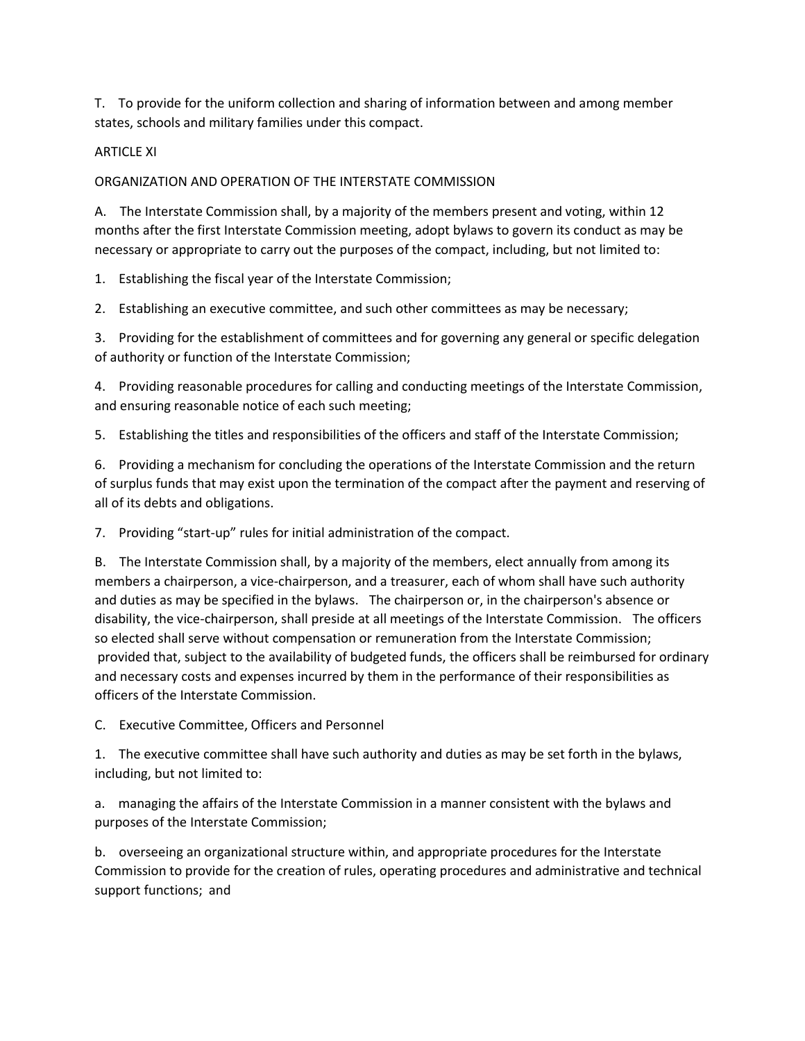T. To provide for the uniform collection and sharing of information between and among member states, schools and military families under this compact.

ARTICLE XI

ORGANIZATION AND OPERATION OF THE INTERSTATE COMMISSION

A. The Interstate Commission shall, by a majority of the members present and voting, within 12 months after the first Interstate Commission meeting, adopt bylaws to govern its conduct as may be necessary or appropriate to carry out the purposes of the compact, including, but not limited to:

1. Establishing the fiscal year of the Interstate Commission;

2. Establishing an executive committee, and such other committees as may be necessary;

3. Providing for the establishment of committees and for governing any general or specific delegation of authority or function of the Interstate Commission;

4. Providing reasonable procedures for calling and conducting meetings of the Interstate Commission, and ensuring reasonable notice of each such meeting;

5. Establishing the titles and responsibilities of the officers and staff of the Interstate Commission;

6. Providing a mechanism for concluding the operations of the Interstate Commission and the return of surplus funds that may exist upon the termination of the compact after the payment and reserving of all of its debts and obligations.

7. Providing "start-up" rules for initial administration of the compact.

B. The Interstate Commission shall, by a majority of the members, elect annually from among its members a chairperson, a vice-chairperson, and a treasurer, each of whom shall have such authority and duties as may be specified in the bylaws. The chairperson or, in the chairperson's absence or disability, the vice-chairperson, shall preside at all meetings of the Interstate Commission. The officers so elected shall serve without compensation or remuneration from the Interstate Commission; provided that, subject to the availability of budgeted funds, the officers shall be reimbursed for ordinary and necessary costs and expenses incurred by them in the performance of their responsibilities as officers of the Interstate Commission.

C. Executive Committee, Officers and Personnel

1. The executive committee shall have such authority and duties as may be set forth in the bylaws, including, but not limited to:

a. managing the affairs of the Interstate Commission in a manner consistent with the bylaws and purposes of the Interstate Commission;

b. overseeing an organizational structure within, and appropriate procedures for the Interstate Commission to provide for the creation of rules, operating procedures and administrative and technical support functions; and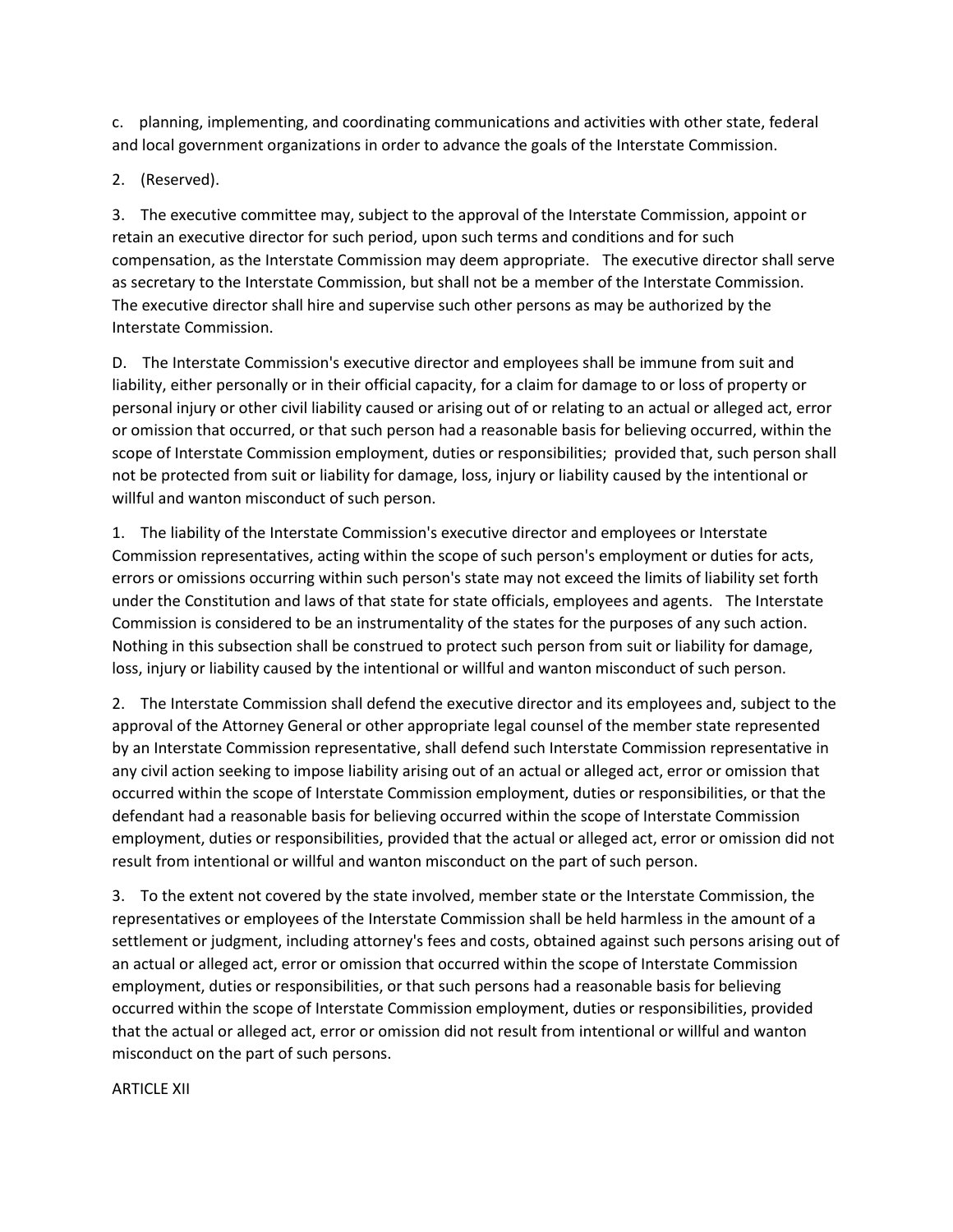c. planning, implementing, and coordinating communications and activities with other state, federal and local government organizations in order to advance the goals of the Interstate Commission.

2. (Reserved).

3. The executive committee may, subject to the approval of the Interstate Commission, appoint or retain an executive director for such period, upon such terms and conditions and for such compensation, as the Interstate Commission may deem appropriate. The executive director shall serve as secretary to the Interstate Commission, but shall not be a member of the Interstate Commission. The executive director shall hire and supervise such other persons as may be authorized by the Interstate Commission.

D. The Interstate Commission's executive director and employees shall be immune from suit and liability, either personally or in their official capacity, for a claim for damage to or loss of property or personal injury or other civil liability caused or arising out of or relating to an actual or alleged act, error or omission that occurred, or that such person had a reasonable basis for believing occurred, within the scope of Interstate Commission employment, duties or responsibilities; provided that, such person shall not be protected from suit or liability for damage, loss, injury or liability caused by the intentional or willful and wanton misconduct of such person.

1. The liability of the Interstate Commission's executive director and employees or Interstate Commission representatives, acting within the scope of such person's employment or duties for acts, errors or omissions occurring within such person's state may not exceed the limits of liability set forth under the Constitution and laws of that state for state officials, employees and agents. The Interstate Commission is considered to be an instrumentality of the states for the purposes of any such action. Nothing in this subsection shall be construed to protect such person from suit or liability for damage, loss, injury or liability caused by the intentional or willful and wanton misconduct of such person.

2. The Interstate Commission shall defend the executive director and its employees and, subject to the approval of the Attorney General or other appropriate legal counsel of the member state represented by an Interstate Commission representative, shall defend such Interstate Commission representative in any civil action seeking to impose liability arising out of an actual or alleged act, error or omission that occurred within the scope of Interstate Commission employment, duties or responsibilities, or that the defendant had a reasonable basis for believing occurred within the scope of Interstate Commission employment, duties or responsibilities, provided that the actual or alleged act, error or omission did not result from intentional or willful and wanton misconduct on the part of such person.

3. To the extent not covered by the state involved, member state or the Interstate Commission, the representatives or employees of the Interstate Commission shall be held harmless in the amount of a settlement or judgment, including attorney's fees and costs, obtained against such persons arising out of an actual or alleged act, error or omission that occurred within the scope of Interstate Commission employment, duties or responsibilities, or that such persons had a reasonable basis for believing occurred within the scope of Interstate Commission employment, duties or responsibilities, provided that the actual or alleged act, error or omission did not result from intentional or willful and wanton misconduct on the part of such persons.

ARTICLE XII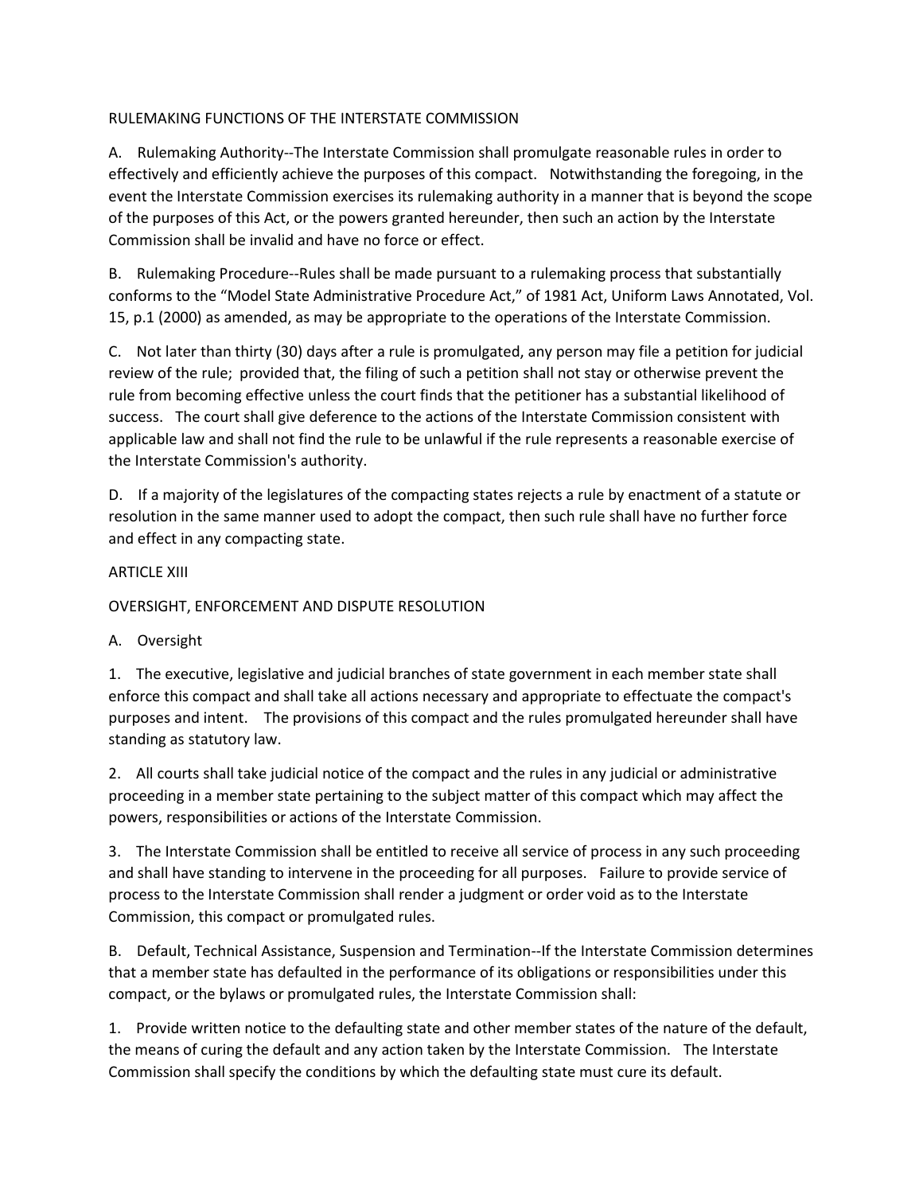## RULEMAKING FUNCTIONS OF THE INTERSTATE COMMISSION

A. Rulemaking Authority--The Interstate Commission shall promulgate reasonable rules in order to effectively and efficiently achieve the purposes of this compact. Notwithstanding the foregoing, in the event the Interstate Commission exercises its rulemaking authority in a manner that is beyond the scope of the purposes of this Act, or the powers granted hereunder, then such an action by the Interstate Commission shall be invalid and have no force or effect.

B. Rulemaking Procedure--Rules shall be made pursuant to a rulemaking process that substantially conforms to the "Model State Administrative Procedure Act," of 1981 Act, Uniform Laws Annotated, Vol. 15, p.1 (2000) as amended, as may be appropriate to the operations of the Interstate Commission.

C. Not later than thirty (30) days after a rule is promulgated, any person may file a petition for judicial review of the rule; provided that, the filing of such a petition shall not stay or otherwise prevent the rule from becoming effective unless the court finds that the petitioner has a substantial likelihood of success. The court shall give deference to the actions of the Interstate Commission consistent with applicable law and shall not find the rule to be unlawful if the rule represents a reasonable exercise of the Interstate Commission's authority.

D. If a majority of the legislatures of the compacting states rejects a rule by enactment of a statute or resolution in the same manner used to adopt the compact, then such rule shall have no further force and effect in any compacting state.

# ARTICLE XIII

## OVERSIGHT, ENFORCEMENT AND DISPUTE RESOLUTION

A. Oversight

1. The executive, legislative and judicial branches of state government in each member state shall enforce this compact and shall take all actions necessary and appropriate to effectuate the compact's purposes and intent. The provisions of this compact and the rules promulgated hereunder shall have standing as statutory law.

2. All courts shall take judicial notice of the compact and the rules in any judicial or administrative proceeding in a member state pertaining to the subject matter of this compact which may affect the powers, responsibilities or actions of the Interstate Commission.

3. The Interstate Commission shall be entitled to receive all service of process in any such proceeding and shall have standing to intervene in the proceeding for all purposes. Failure to provide service of process to the Interstate Commission shall render a judgment or order void as to the Interstate Commission, this compact or promulgated rules.

B. Default, Technical Assistance, Suspension and Termination--If the Interstate Commission determines that a member state has defaulted in the performance of its obligations or responsibilities under this compact, or the bylaws or promulgated rules, the Interstate Commission shall:

1. Provide written notice to the defaulting state and other member states of the nature of the default, the means of curing the default and any action taken by the Interstate Commission. The Interstate Commission shall specify the conditions by which the defaulting state must cure its default.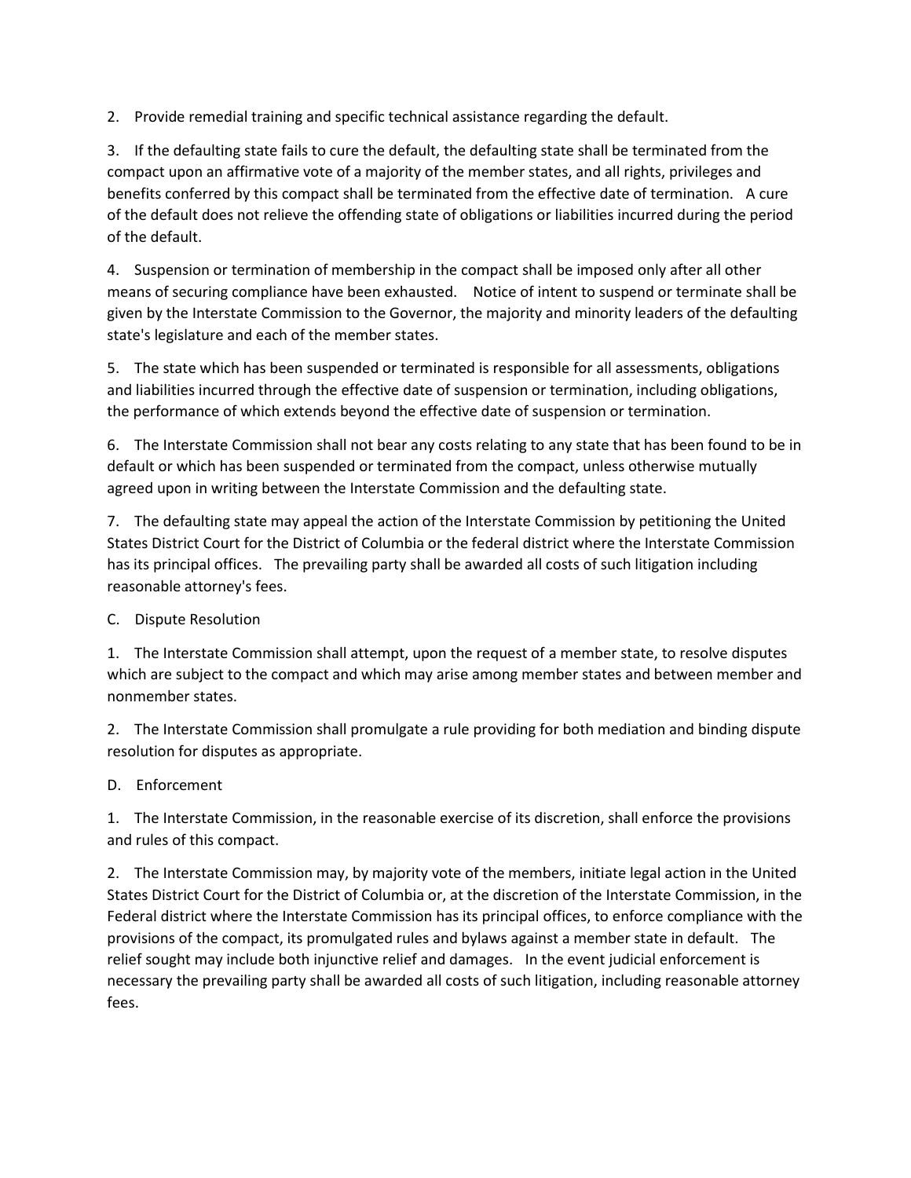2. Provide remedial training and specific technical assistance regarding the default.

3. If the defaulting state fails to cure the default, the defaulting state shall be terminated from the compact upon an affirmative vote of a majority of the member states, and all rights, privileges and benefits conferred by this compact shall be terminated from the effective date of termination. A cure of the default does not relieve the offending state of obligations or liabilities incurred during the period of the default.

4. Suspension or termination of membership in the compact shall be imposed only after all other means of securing compliance have been exhausted. Notice of intent to suspend or terminate shall be given by the Interstate Commission to the Governor, the majority and minority leaders of the defaulting state's legislature and each of the member states.

5. The state which has been suspended or terminated is responsible for all assessments, obligations and liabilities incurred through the effective date of suspension or termination, including obligations, the performance of which extends beyond the effective date of suspension or termination.

6. The Interstate Commission shall not bear any costs relating to any state that has been found to be in default or which has been suspended or terminated from the compact, unless otherwise mutually agreed upon in writing between the Interstate Commission and the defaulting state.

7. The defaulting state may appeal the action of the Interstate Commission by petitioning the United States District Court for the District of Columbia or the federal district where the Interstate Commission has its principal offices. The prevailing party shall be awarded all costs of such litigation including reasonable attorney's fees.

C. Dispute Resolution

1. The Interstate Commission shall attempt, upon the request of a member state, to resolve disputes which are subject to the compact and which may arise among member states and between member and nonmember states.

2. The Interstate Commission shall promulgate a rule providing for both mediation and binding dispute resolution for disputes as appropriate.

D. Enforcement

1. The Interstate Commission, in the reasonable exercise of its discretion, shall enforce the provisions and rules of this compact.

2. The Interstate Commission may, by majority vote of the members, initiate legal action in the United States District Court for the District of Columbia or, at the discretion of the Interstate Commission, in the Federal district where the Interstate Commission has its principal offices, to enforce compliance with the provisions of the compact, its promulgated rules and bylaws against a member state in default. The relief sought may include both injunctive relief and damages. In the event judicial enforcement is necessary the prevailing party shall be awarded all costs of such litigation, including reasonable attorney fees.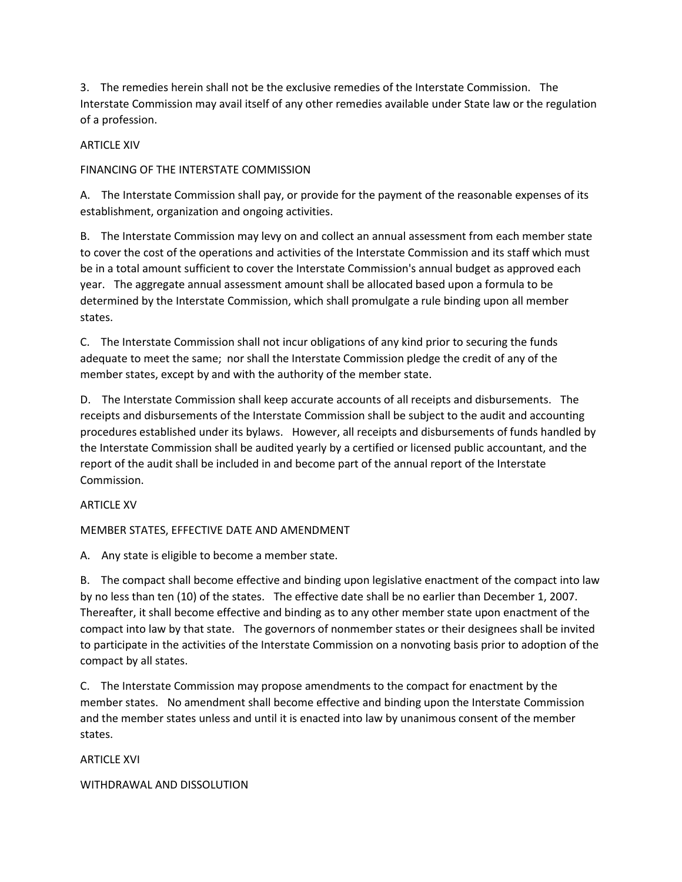3. The remedies herein shall not be the exclusive remedies of the Interstate Commission. The Interstate Commission may avail itself of any other remedies available under State law or the regulation of a profession.

ARTICLE XIV

FINANCING OF THE INTERSTATE COMMISSION

A. The Interstate Commission shall pay, or provide for the payment of the reasonable expenses of its establishment, organization and ongoing activities.

B. The Interstate Commission may levy on and collect an annual assessment from each member state to cover the cost of the operations and activities of the Interstate Commission and its staff which must be in a total amount sufficient to cover the Interstate Commission's annual budget as approved each year. The aggregate annual assessment amount shall be allocated based upon a formula to be determined by the Interstate Commission, which shall promulgate a rule binding upon all member states.

C. The Interstate Commission shall not incur obligations of any kind prior to securing the funds adequate to meet the same; nor shall the Interstate Commission pledge the credit of any of the member states, except by and with the authority of the member state.

D. The Interstate Commission shall keep accurate accounts of all receipts and disbursements. The receipts and disbursements of the Interstate Commission shall be subject to the audit and accounting procedures established under its bylaws. However, all receipts and disbursements of funds handled by the Interstate Commission shall be audited yearly by a certified or licensed public accountant, and the report of the audit shall be included in and become part of the annual report of the Interstate Commission.

ARTICLE XV

MEMBER STATES, EFFECTIVE DATE AND AMENDMENT

A. Any state is eligible to become a member state.

B. The compact shall become effective and binding upon legislative enactment of the compact into law by no less than ten (10) of the states. The effective date shall be no earlier than December 1, 2007. Thereafter, it shall become effective and binding as to any other member state upon enactment of the compact into law by that state. The governors of nonmember states or their designees shall be invited to participate in the activities of the Interstate Commission on a nonvoting basis prior to adoption of the compact by all states.

C. The Interstate Commission may propose amendments to the compact for enactment by the member states. No amendment shall become effective and binding upon the Interstate Commission and the member states unless and until it is enacted into law by unanimous consent of the member states.

ARTICLE XVI

WITHDRAWAL AND DISSOLUTION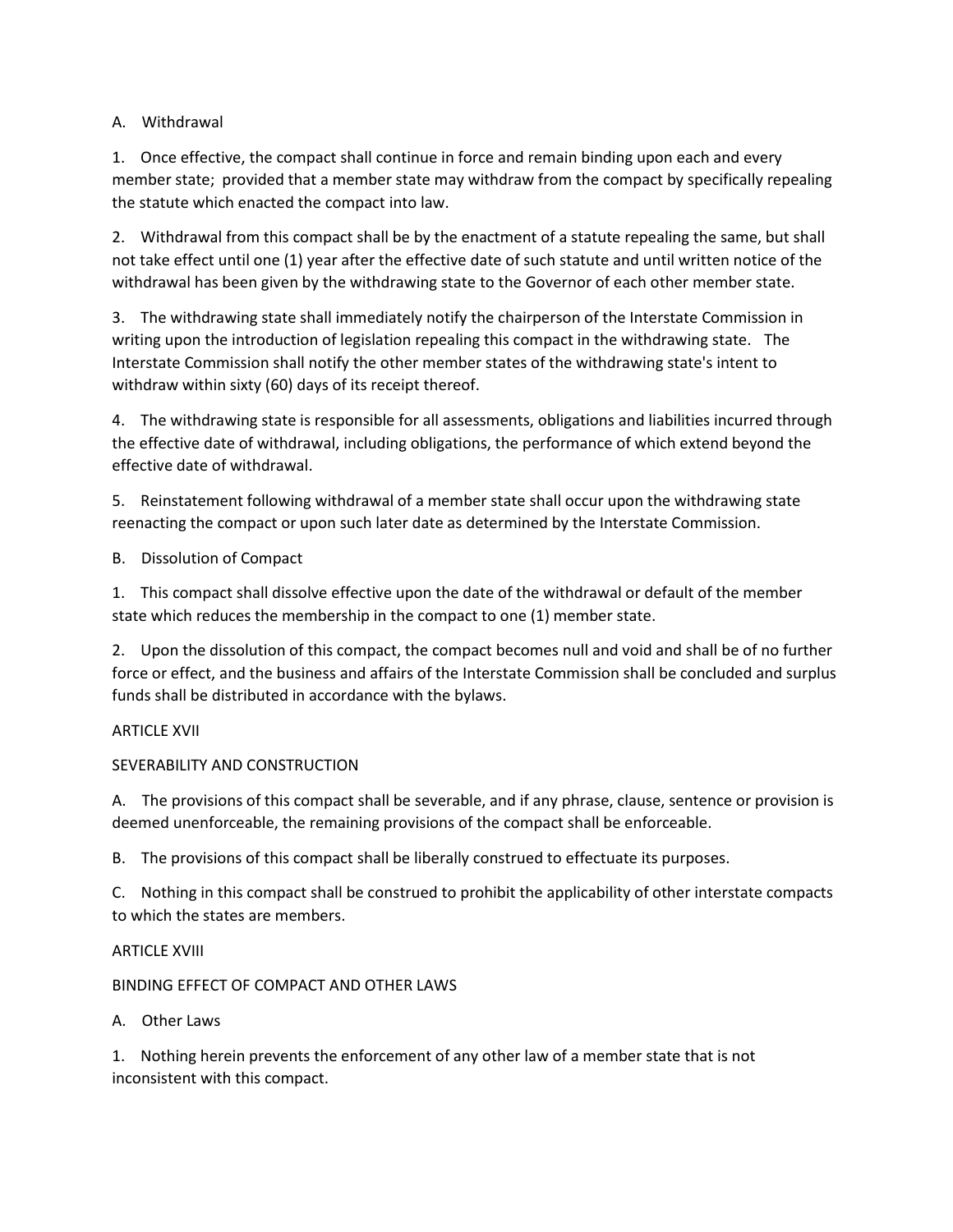A. Withdrawal

1. Once effective, the compact shall continue in force and remain binding upon each and every member state; provided that a member state may withdraw from the compact by specifically repealing the statute which enacted the compact into law.

2. Withdrawal from this compact shall be by the enactment of a statute repealing the same, but shall not take effect until one (1) year after the effective date of such statute and until written notice of the withdrawal has been given by the withdrawing state to the Governor of each other member state.

3. The withdrawing state shall immediately notify the chairperson of the Interstate Commission in writing upon the introduction of legislation repealing this compact in the withdrawing state. The Interstate Commission shall notify the other member states of the withdrawing state's intent to withdraw within sixty (60) days of its receipt thereof.

4. The withdrawing state is responsible for all assessments, obligations and liabilities incurred through the effective date of withdrawal, including obligations, the performance of which extend beyond the effective date of withdrawal.

5. Reinstatement following withdrawal of a member state shall occur upon the withdrawing state reenacting the compact or upon such later date as determined by the Interstate Commission.

B. Dissolution of Compact

1. This compact shall dissolve effective upon the date of the withdrawal or default of the member state which reduces the membership in the compact to one (1) member state.

2. Upon the dissolution of this compact, the compact becomes null and void and shall be of no further force or effect, and the business and affairs of the Interstate Commission shall be concluded and surplus funds shall be distributed in accordance with the bylaws.

ARTICLE XVII

SEVERABILITY AND CONSTRUCTION

A. The provisions of this compact shall be severable, and if any phrase, clause, sentence or provision is deemed unenforceable, the remaining provisions of the compact shall be enforceable.

B. The provisions of this compact shall be liberally construed to effectuate its purposes.

C. Nothing in this compact shall be construed to prohibit the applicability of other interstate compacts to which the states are members.

ARTICLE XVIII

BINDING EFFECT OF COMPACT AND OTHER LAWS

A. Other Laws

1. Nothing herein prevents the enforcement of any other law of a member state that is not inconsistent with this compact.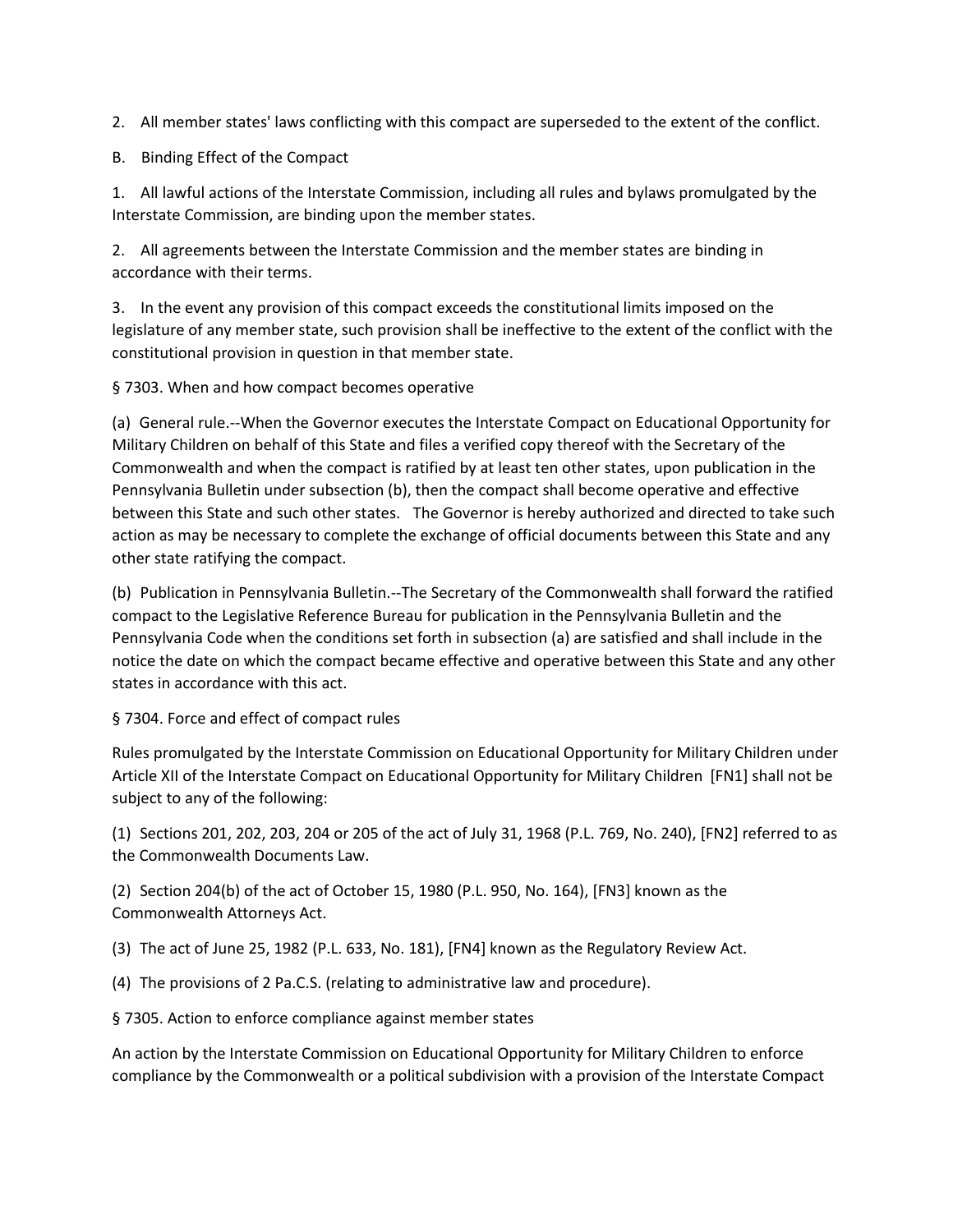2. All member states' laws conflicting with this compact are superseded to the extent of the conflict.

B. Binding Effect of the Compact

1. All lawful actions of the Interstate Commission, including all rules and bylaws promulgated by the Interstate Commission, are binding upon the member states.

2. All agreements between the Interstate Commission and the member states are binding in accordance with their terms.

3. In the event any provision of this compact exceeds the constitutional limits imposed on the legislature of any member state, such provision shall be ineffective to the extent of the conflict with the constitutional provision in question in that member state.

§ 7303. When and how compact becomes operative

(a) General rule.--When the Governor executes the Interstate Compact on Educational Opportunity for Military Children on behalf of this State and files a verified copy thereof with the Secretary of the Commonwealth and when the compact is ratified by at least ten other states, upon publication in the Pennsylvania Bulletin under subsection (b), then the compact shall become operative and effective between this State and such other states. The Governor is hereby authorized and directed to take such action as may be necessary to complete the exchange of official documents between this State and any other state ratifying the compact.

(b) Publication in Pennsylvania Bulletin.--The Secretary of the Commonwealth shall forward the ratified compact to the Legislative Reference Bureau for publication in the Pennsylvania Bulletin and the Pennsylvania Code when the conditions set forth in subsection (a) are satisfied and shall include in the notice the date on which the compact became effective and operative between this State and any other states in accordance with this act.

§ 7304. Force and effect of compact rules

Rules promulgated by the Interstate Commission on Educational Opportunity for Military Children under Article XII of the Interstate Compact on Educational Opportunity for Military Children [FN1] shall not be subject to any of the following:

(1) Sections 201, 202, 203, 204 or 205 of the act of July 31, 1968 (P.L. 769, No. 240), [FN2] referred to as the Commonwealth Documents Law.

(2) Section 204(b) of the act of October 15, 1980 (P.L. 950, No. 164), [FN3] known as the Commonwealth Attorneys Act.

(3) The act of June 25, 1982 (P.L. 633, No. 181), [FN4] known as the Regulatory Review Act.

(4) The provisions of 2 Pa.C.S. (relating to administrative law and procedure).

§ 7305. Action to enforce compliance against member states

An action by the Interstate Commission on Educational Opportunity for Military Children to enforce compliance by the Commonwealth or a political subdivision with a provision of the Interstate Compact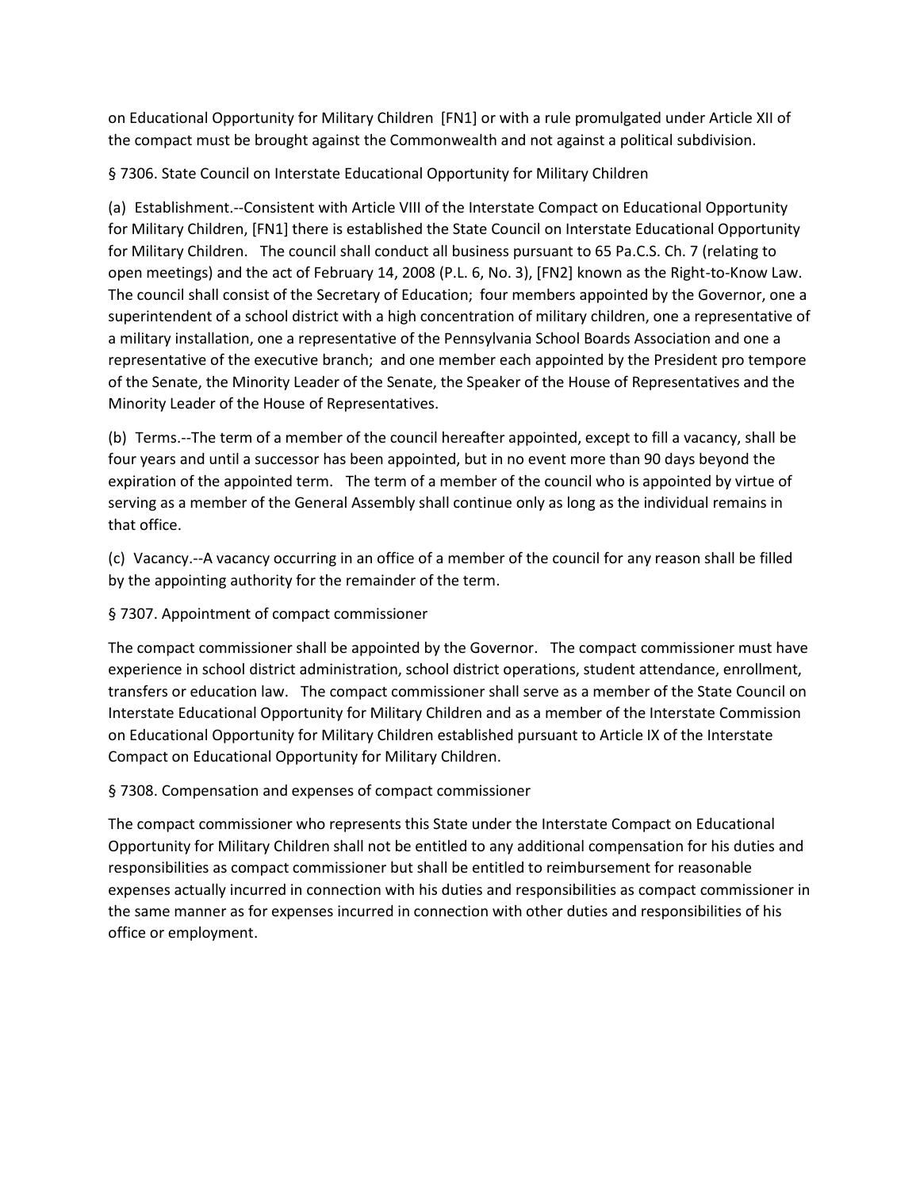on Educational Opportunity for Military Children [FN1] or with a rule promulgated under Article XII of the compact must be brought against the Commonwealth and not against a political subdivision.

§ 7306. State Council on Interstate Educational Opportunity for Military Children

(a) Establishment.--Consistent with Article VIII of the Interstate Compact on Educational Opportunity for Military Children, [FN1] there is established the State Council on Interstate Educational Opportunity for Military Children. The council shall conduct all business pursuant to 65 Pa.C.S. Ch. 7 (relating to open meetings) and the act of February 14, 2008 (P.L. 6, No. 3), [FN2] known as the Right-to-Know Law. The council shall consist of the Secretary of Education; four members appointed by the Governor, one a superintendent of a school district with a high concentration of military children, one a representative of a military installation, one a representative of the Pennsylvania School Boards Association and one a representative of the executive branch; and one member each appointed by the President pro tempore of the Senate, the Minority Leader of the Senate, the Speaker of the House of Representatives and the Minority Leader of the House of Representatives.

(b) Terms.--The term of a member of the council hereafter appointed, except to fill a vacancy, shall be four years and until a successor has been appointed, but in no event more than 90 days beyond the expiration of the appointed term. The term of a member of the council who is appointed by virtue of serving as a member of the General Assembly shall continue only as long as the individual remains in that office.

(c) Vacancy.--A vacancy occurring in an office of a member of the council for any reason shall be filled by the appointing authority for the remainder of the term.

§ 7307. Appointment of compact commissioner

The compact commissioner shall be appointed by the Governor. The compact commissioner must have experience in school district administration, school district operations, student attendance, enrollment, transfers or education law. The compact commissioner shall serve as a member of the State Council on Interstate Educational Opportunity for Military Children and as a member of the Interstate Commission on Educational Opportunity for Military Children established pursuant to Article IX of the Interstate Compact on Educational Opportunity for Military Children.

§ 7308. Compensation and expenses of compact commissioner

The compact commissioner who represents this State under the Interstate Compact on Educational Opportunity for Military Children shall not be entitled to any additional compensation for his duties and responsibilities as compact commissioner but shall be entitled to reimbursement for reasonable expenses actually incurred in connection with his duties and responsibilities as compact commissioner in the same manner as for expenses incurred in connection with other duties and responsibilities of his office or employment.